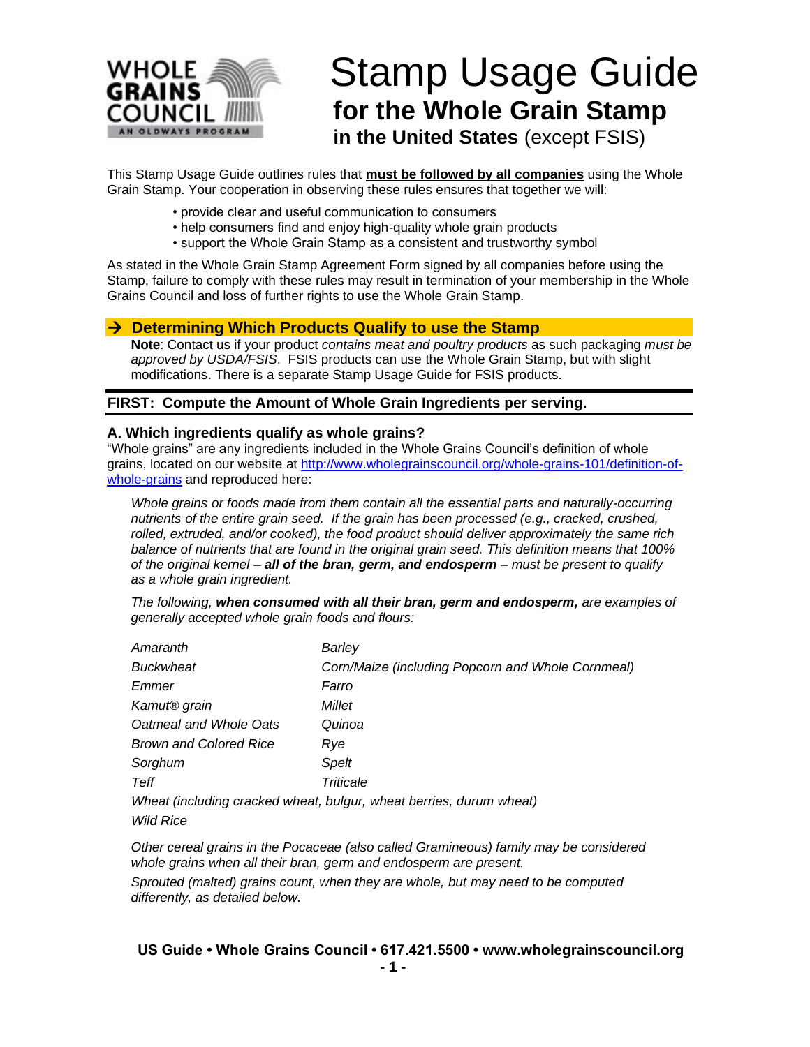# Stamp Usage Guide

## for the Whole Grain Stamp

### in the United States (except FSIS)

This Stamp Usage Guide outlines rules that **must be followed by all companies** using the Whole Grain Stamp. Your cooperation in observing these rules ensures that together we will:

- provide clear and useful communication to consumers
- help consumers find and enjoy high-quality whole grain products
- support the Whole Grain Stamp as a consistent and trustworthy symbol

As stated in the Whole Grain Stamp Agreement Form signed by all companies before using the Stamp, failure to comply with these rules may result in termination of your membership in the Whole Grains Council and loss of further rights to use the Whole Grain Stamp.

## → Determining Which Products Qualify to use the Stamp

**Note**: Contact us if your product *contains meat and poultry products* as such packaging *must be approved by USDA/FSIS*. FSIS products can use the Whole Grain Stamp, but with slight modifications. There is a separate Stamp Usage Guide for FSIS products.

### FIRST: Compute the Amount of Whole Grain Ingredients per serving.

### A. Which ingredients qualify as whole grains?

"Whole grains" are any ingredients included in the Whole Grains Council's definition of whole grains, located on our website at http://www.wholegrainscouncil.org/whole-grains-101/definition-of-whole-grains and reproduced here:

*Whole grains or foods made from them contain all the essential parts and naturally-occurring nutrients of the entire grain seed. If the grain has been processed (e.g., cracked, crushed, rolled, extruded, and/or cooked), the food product should deliver approximately the same rich balance of nutrients that are found in the original grain seed. This definition means that 100% of the original kernel – **all of the bran, germ, and endosperm** – must be present to qualify as a whole grain ingredient.*

*The following, **when consumed with all their bran, germ and endosperm,** are examples of generally accepted whole grain foods and flours:*

| | |
|---|---|
| *Amaranth* | *Barley* |
| *Buckwheat* | *Corn/Maize (including Popcorn and Whole Cornmeal)* |
| *Emmer* | *Farro* |
| *Kamut® grain* | *Millet* |
| *Oatmeal and Whole Oats* | *Quinoa* |
| *Brown and Colored Rice* | *Rye* |
| *Sorghum* | *Spelt* |
| *Teff* | *Triticale* |

*Wheat (including cracked wheat, bulgur, wheat berries, durum wheat)*
*Wild Rice*

*Other cereal grains in the Pocaceae (also called Gramineous) family may be considered whole grains when all their bran, germ and endosperm are present.*

*Sprouted (malted) grains count, when they are whole, but may need to be computed differently, as detailed below.*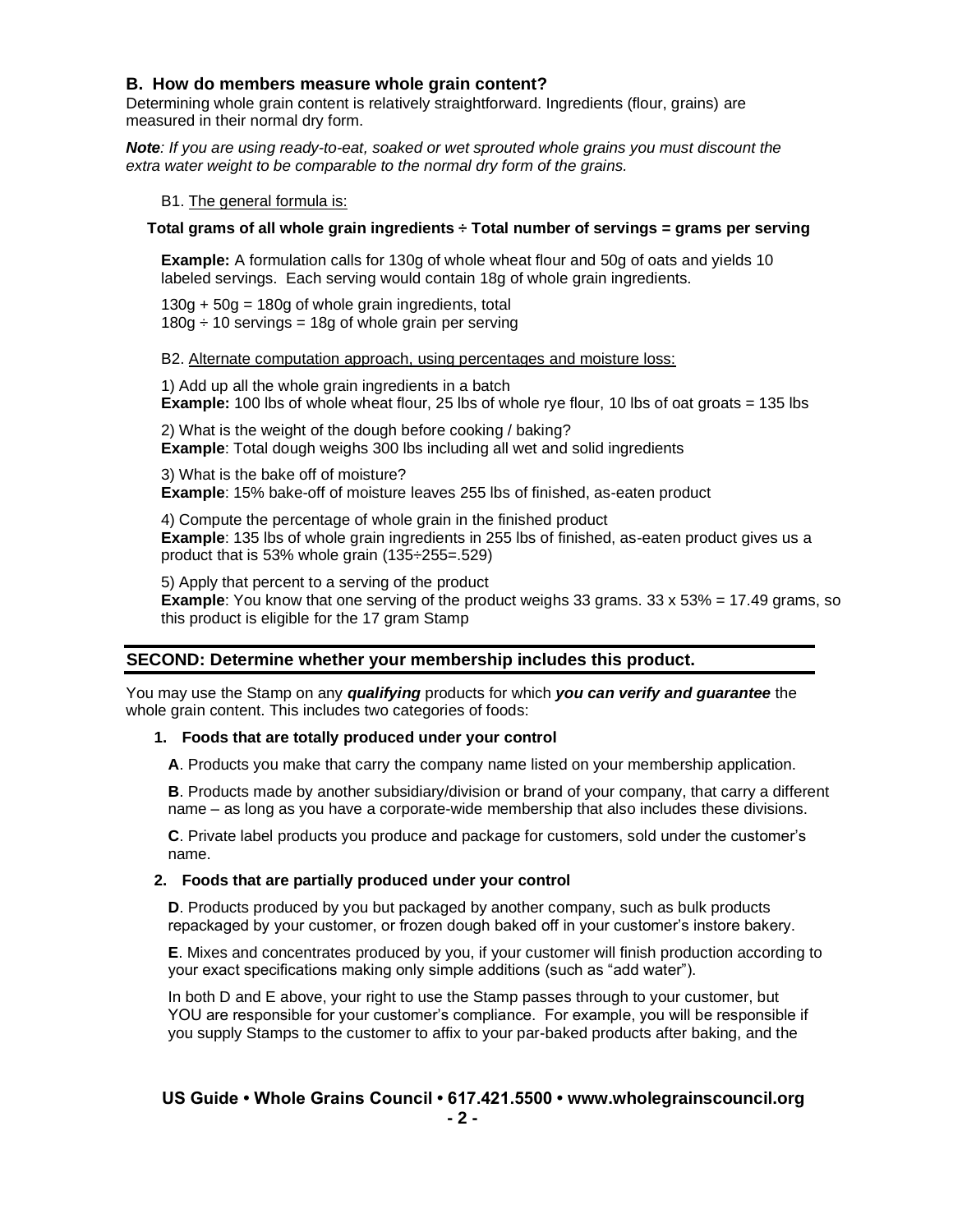### B. How do members measure whole grain content?

Determining whole grain content is relatively straightforward. Ingredients (flour, grains) are measured in their normal dry form.

***Note**: If you are using ready-to-eat, soaked or wet sprouted whole grains you must discount the extra water weight to be comparable to the normal dry form of the grains.*

B1. The general formula is:

**Total grams of all whole grain ingredients ÷ Total number of servings = grams per serving**

**Example:** A formulation calls for 130g of whole wheat flour and 50g of oats and yields 10 labeled servings. Each serving would contain 18g of whole grain ingredients.

130g + 50g = 180g of whole grain ingredients, total
180g ÷ 10 servings = 18g of whole grain per serving

B2. Alternate computation approach, using percentages and moisture loss:

1) Add up all the whole grain ingredients in a batch
**Example:** 100 lbs of whole wheat flour, 25 lbs of whole rye flour, 10 lbs of oat groats = 135 lbs

2) What is the weight of the dough before cooking / baking?
**Example**: Total dough weighs 300 lbs including all wet and solid ingredients

3) What is the bake off of moisture?
**Example**: 15% bake-off of moisture leaves 255 lbs of finished, as-eaten product

4) Compute the percentage of whole grain in the finished product
**Example**: 135 lbs of whole grain ingredients in 255 lbs of finished, as-eaten product gives us a product that is 53% whole grain (135÷255=.529)

5) Apply that percent to a serving of the product
**Example**: You know that one serving of the product weighs 33 grams. 33 x 53% = 17.49 grams, so this product is eligible for the 17 gram Stamp

## SECOND: Determine whether your membership includes this product.

You may use the Stamp on any ***qualifying*** products for which ***you can verify and guarantee*** the whole grain content. This includes two categories of foods:

1. **Foods that are totally produced under your control**

   **A**. Products you make that carry the company name listed on your membership application.

   **B**. Products made by another subsidiary/division or brand of your company, that carry a different name – as long as you have a corporate-wide membership that also includes these divisions.

   **C**. Private label products you produce and package for customers, sold under the customer's name.

2. **Foods that are partially produced under your control**

   **D**. Products produced by you but packaged by another company, such as bulk products repackaged by your customer, or frozen dough baked off in your customer's instore bakery.

   **E**. Mixes and concentrates produced by you, if your customer will finish production according to your exact specifications making only simple additions (such as "add water").

   In both D and E above, your right to use the Stamp passes through to your customer, but YOU are responsible for your customer's compliance. For example, you will be responsible if you supply Stamps to the customer to affix to your par-baked products after baking, and the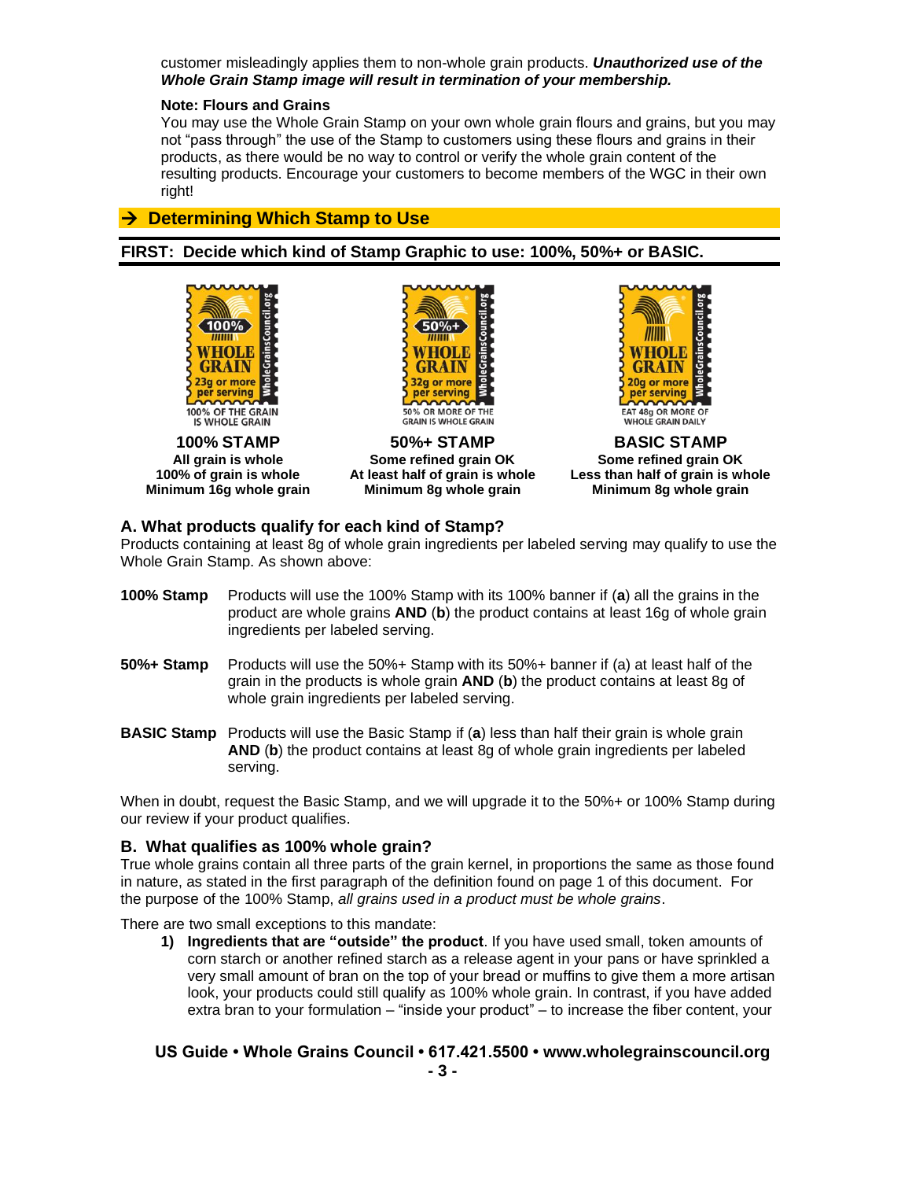customer misleadingly applies them to non-whole grain products. ***Unauthorized use of the Whole Grain Stamp image will result in termination of your membership.***

**Note: Flours and Grains**

You may use the Whole Grain Stamp on your own whole grain flours and grains, but you may not "pass through" the use of the Stamp to customers using these flours and grains in their products, as there would be no way to control or verify the whole grain content of the resulting products. Encourage your customers to become members of the WGC in their own right!

## → Determining Which Stamp to Use

### FIRST: Decide which kind of Stamp Graphic to use: 100%, 50%+ or BASIC.

| 100% STAMP | 50%+ STAMP | BASIC STAMP |
|---|---|---|
| 100% WHOLE GRAIN 23g or more per serving / 100% OF THE GRAIN IS WHOLE GRAIN | 50%+ WHOLE GRAIN 32g or more per serving / 50% OR MORE OF THE GRAIN IS WHOLE GRAIN | WHOLE GRAIN 20g or more per serving / EAT 48g OR MORE OF WHOLE GRAIN DAILY |
| **All grain is whole** | **Some refined grain OK** | **Some refined grain OK** |
| **100% of grain is whole** | **At least half of grain is whole** | **Less than half of grain is whole** |
| **Minimum 16g whole grain** | **Minimum 8g whole grain** | **Minimum 8g whole grain** |

### A. What products qualify for each kind of Stamp?

Products containing at least 8g of whole grain ingredients per labeled serving may qualify to use the Whole Grain Stamp. As shown above:

**100% Stamp** Products will use the 100% Stamp with its 100% banner if (**a**) all the grains in the product are whole grains **AND** (**b**) the product contains at least 16g of whole grain ingredients per labeled serving.

**50%+ Stamp** Products will use the 50%+ Stamp with its 50%+ banner if (a) at least half of the grain in the products is whole grain **AND** (**b**) the product contains at least 8g of whole grain ingredients per labeled serving.

**BASIC Stamp** Products will use the Basic Stamp if (**a**) less than half their grain is whole grain **AND** (**b**) the product contains at least 8g of whole grain ingredients per labeled serving.

When in doubt, request the Basic Stamp, and we will upgrade it to the 50%+ or 100% Stamp during our review if your product qualifies.

### B. What qualifies as 100% whole grain?

True whole grains contain all three parts of the grain kernel, in proportions the same as those found in nature, as stated in the first paragraph of the definition found on page 1 of this document. For the purpose of the 100% Stamp, *all grains used in a product must be whole grains*.

There are two small exceptions to this mandate:

1) **Ingredients that are "outside" the product**. If you have used small, token amounts of corn starch or another refined starch as a release agent in your pans or have sprinkled a very small amount of bran on the top of your bread or muffins to give them a more artisan look, your products could still qualify as 100% whole grain. In contrast, if you have added extra bran to your formulation – "inside your product" – to increase the fiber content, your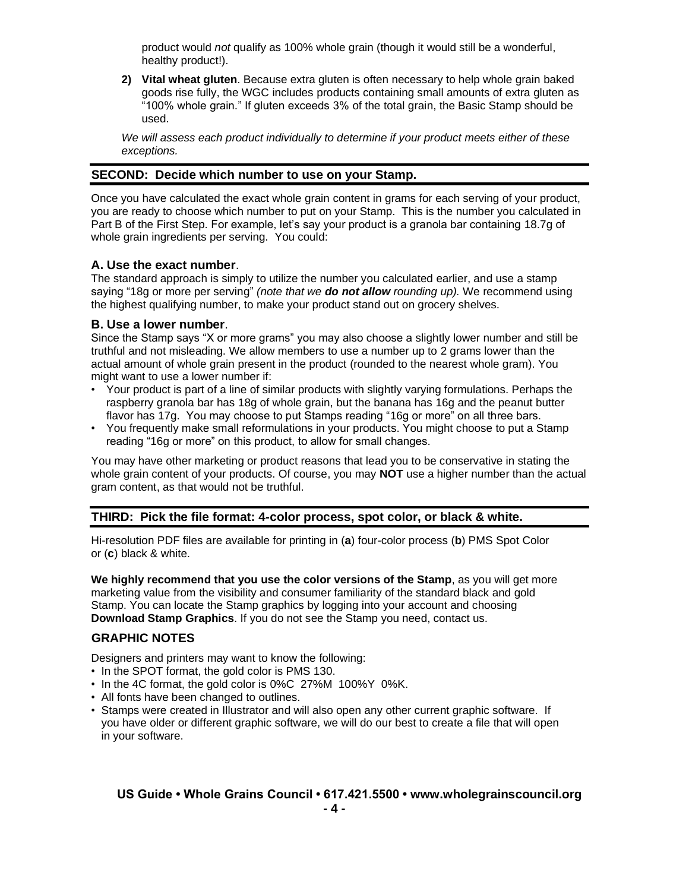product would *not* qualify as 100% whole grain (though it would still be a wonderful, healthy product!).

2) **Vital wheat gluten**. Because extra gluten is often necessary to help whole grain baked goods rise fully, the WGC includes products containing small amounts of extra gluten as "100% whole grain." If gluten exceeds 3% of the total grain, the Basic Stamp should be used.

*We will assess each product individually to determine if your product meets either of these exceptions.*

## SECOND: Decide which number to use on your Stamp.

Once you have calculated the exact whole grain content in grams for each serving of your product, you are ready to choose which number to put on your Stamp. This is the number you calculated in Part B of the First Step. For example, let's say your product is a granola bar containing 18.7g of whole grain ingredients per serving. You could:

### A. Use the exact number.

The standard approach is simply to utilize the number you calculated earlier, and use a stamp saying "18g or more per serving" *(note that we **do not allow** rounding up).* We recommend using the highest qualifying number, to make your product stand out on grocery shelves.

### B. Use a lower number.

Since the Stamp says "X or more grams" you may also choose a slightly lower number and still be truthful and not misleading. We allow members to use a number up to 2 grams lower than the actual amount of whole grain present in the product (rounded to the nearest whole gram). You might want to use a lower number if:

- Your product is part of a line of similar products with slightly varying formulations. Perhaps the raspberry granola bar has 18g of whole grain, but the banana has 16g and the peanut butter flavor has 17g. You may choose to put Stamps reading "16g or more" on all three bars.
- You frequently make small reformulations in your products. You might choose to put a Stamp reading "16g or more" on this product, to allow for small changes.

You may have other marketing or product reasons that lead you to be conservative in stating the whole grain content of your products. Of course, you may **NOT** use a higher number than the actual gram content, as that would not be truthful.

## THIRD: Pick the file format: 4-color process, spot color, or black & white.

Hi-resolution PDF files are available for printing in (**a**) four-color process (**b**) PMS Spot Color or (**c**) black & white.

**We highly recommend that you use the color versions of the Stamp**, as you will get more marketing value from the visibility and consumer familiarity of the standard black and gold Stamp. You can locate the Stamp graphics by logging into your account and choosing **Download Stamp Graphics**. If you do not see the Stamp you need, contact us.

### GRAPHIC NOTES

Designers and printers may want to know the following:

- In the SPOT format, the gold color is PMS 130.
- In the 4C format, the gold color is 0%C 27%M 100%Y 0%K.
- All fonts have been changed to outlines.
- Stamps were created in Illustrator and will also open any other current graphic software. If you have older or different graphic software, we will do our best to create a file that will open in your software.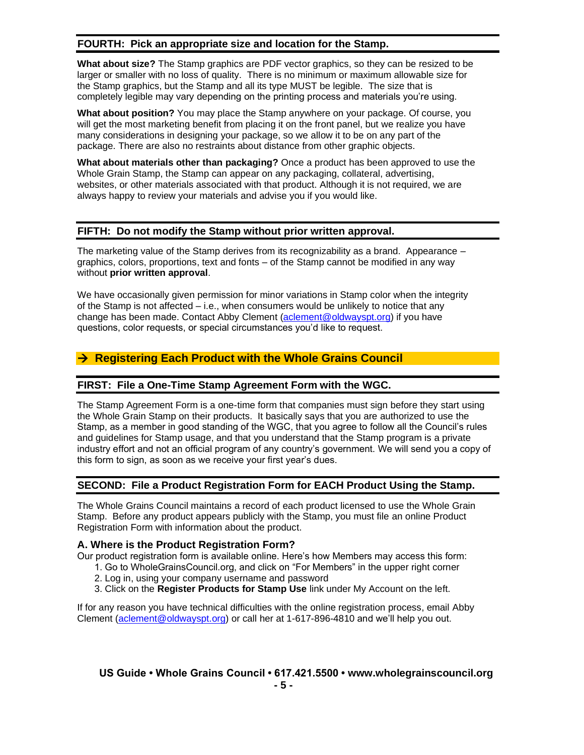## FOURTH: Pick an appropriate size and location for the Stamp.

**What about size?** The Stamp graphics are PDF vector graphics, so they can be resized to be larger or smaller with no loss of quality. There is no minimum or maximum allowable size for the Stamp graphics, but the Stamp and all its type MUST be legible. The size that is completely legible may vary depending on the printing process and materials you're using.

**What about position?** You may place the Stamp anywhere on your package. Of course, you will get the most marketing benefit from placing it on the front panel, but we realize you have many considerations in designing your package, so we allow it to be on any part of the package. There are also no restraints about distance from other graphic objects.

**What about materials other than packaging?** Once a product has been approved to use the Whole Grain Stamp, the Stamp can appear on any packaging, collateral, advertising, websites, or other materials associated with that product. Although it is not required, we are always happy to review your materials and advise you if you would like.

## FIFTH: Do not modify the Stamp without prior written approval.

The marketing value of the Stamp derives from its recognizability as a brand. Appearance – graphics, colors, proportions, text and fonts – of the Stamp cannot be modified in any way without **prior written approval**.

We have occasionally given permission for minor variations in Stamp color when the integrity of the Stamp is not affected – i.e., when consumers would be unlikely to notice that any change has been made. Contact Abby Clement (aclement@oldwayspt.org) if you have questions, color requests, or special circumstances you'd like to request.

# → Registering Each Product with the Whole Grains Council

## FIRST: File a One-Time Stamp Agreement Form with the WGC.

The Stamp Agreement Form is a one-time form that companies must sign before they start using the Whole Grain Stamp on their products. It basically says that you are authorized to use the Stamp, as a member in good standing of the WGC, that you agree to follow all the Council's rules and guidelines for Stamp usage, and that you understand that the Stamp program is a private industry effort and not an official program of any country's government. We will send you a copy of this form to sign, as soon as we receive your first year's dues.

## SECOND: File a Product Registration Form for EACH Product Using the Stamp.

The Whole Grains Council maintains a record of each product licensed to use the Whole Grain Stamp. Before any product appears publicly with the Stamp, you must file an online Product Registration Form with information about the product.

### A. Where is the Product Registration Form?

Our product registration form is available online. Here's how Members may access this form:

1. Go to WholeGrainsCouncil.org, and click on "For Members" in the upper right corner
2. Log in, using your company username and password
3. Click on the **Register Products for Stamp Use** link under My Account on the left.

If for any reason you have technical difficulties with the online registration process, email Abby Clement (aclement@oldwayspt.org) or call her at 1-617-896-4810 and we'll help you out.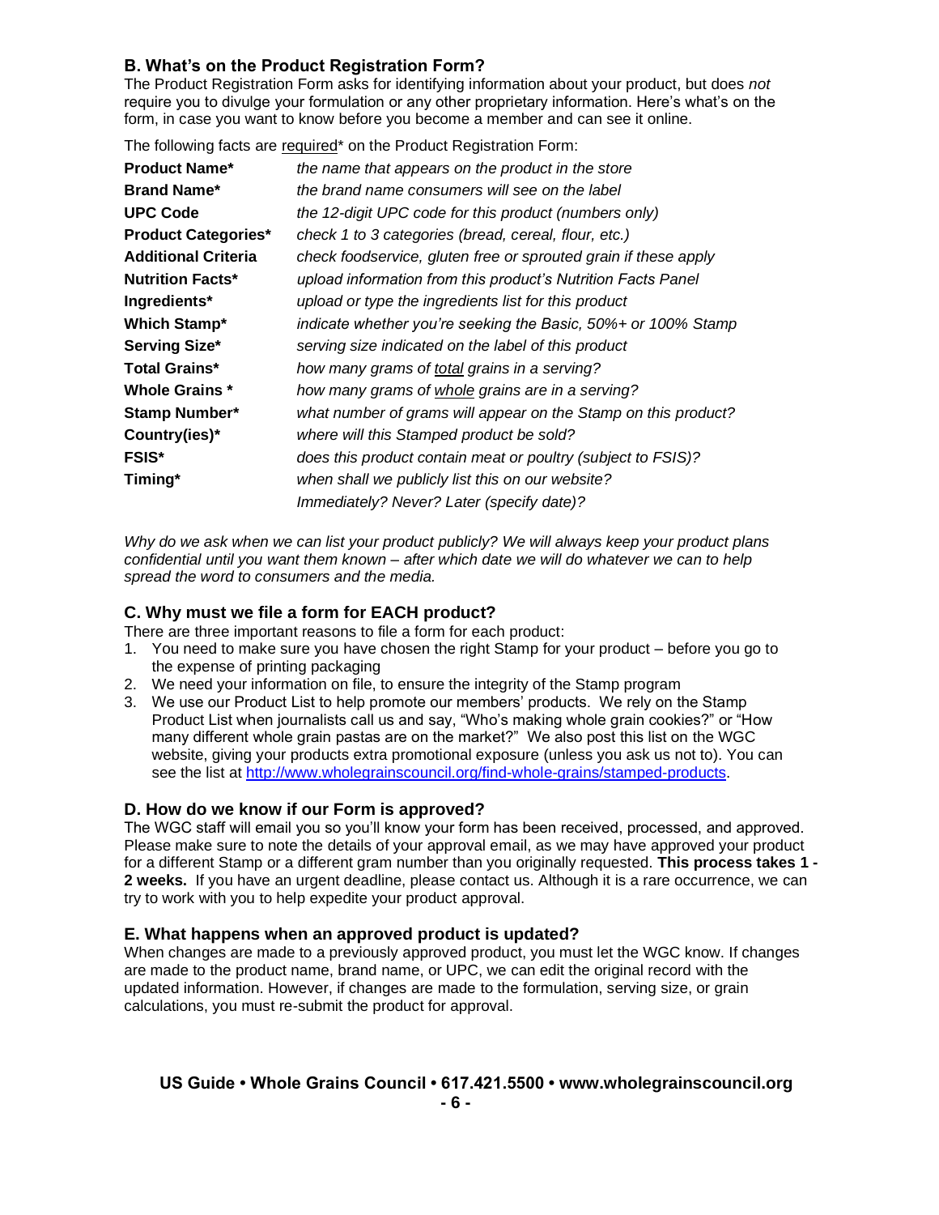### B. What's on the Product Registration Form?

The Product Registration Form asks for identifying information about your product, but does *not* require you to divulge your formulation or any other proprietary information. Here's what's on the form, in case you want to know before you become a member and can see it online.

The following facts are required* on the Product Registration Form:

| | |
|---|---|
| **Product Name*** | *the name that appears on the product in the store* |
| **Brand Name*** | *the brand name consumers will see on the label* |
| **UPC Code** | *the 12-digit UPC code for this product (numbers only)* |
| **Product Categories*** | *check 1 to 3 categories (bread, cereal, flour, etc.)* |
| **Additional Criteria** | *check foodservice, gluten free or sprouted grain if these apply* |
| **Nutrition Facts*** | *upload information from this product's Nutrition Facts Panel* |
| **Ingredients*** | *upload or type the ingredients list for this product* |
| **Which Stamp*** | *indicate whether you're seeking the Basic, 50%+ or 100% Stamp* |
| **Serving Size*** | *serving size indicated on the label of this product* |
| **Total Grains*** | *how many grams of total grains in a serving?* |
| **Whole Grains *** | *how many grams of whole grains are in a serving?* |
| **Stamp Number*** | *what number of grams will appear on the Stamp on this product?* |
| **Country(ies)*** | *where will this Stamped product be sold?* |
| **FSIS*** | *does this product contain meat or poultry (subject to FSIS)?* |
| **Timing*** | *when shall we publicly list this on our website? Immediately? Never? Later (specify date)?* |

*Why do we ask when we can list your product publicly? We will always keep your product plans confidential until you want them known – after which date we will do whatever we can to help spread the word to consumers and the media.*

### C. Why must we file a form for EACH product?

There are three important reasons to file a form for each product:

1. You need to make sure you have chosen the right Stamp for your product – before you go to the expense of printing packaging
2. We need your information on file, to ensure the integrity of the Stamp program
3. We use our Product List to help promote our members' products. We rely on the Stamp Product List when journalists call us and say, "Who's making whole grain cookies?" or "How many different whole grain pastas are on the market?" We also post this list on the WGC website, giving your products extra promotional exposure (unless you ask us not to). You can see the list at http://www.wholegrainscouncil.org/find-whole-grains/stamped-products.

### D. How do we know if our Form is approved?

The WGC staff will email you so you'll know your form has been received, processed, and approved. Please make sure to note the details of your approval email, as we may have approved your product for a different Stamp or a different gram number than you originally requested. **This process takes 1 - 2 weeks.** If you have an urgent deadline, please contact us. Although it is a rare occurrence, we can try to work with you to help expedite your product approval.

### E. What happens when an approved product is updated?

When changes are made to a previously approved product, you must let the WGC know. If changes are made to the product name, brand name, or UPC, we can edit the original record with the updated information. However, if changes are made to the formulation, serving size, or grain calculations, you must re-submit the product for approval.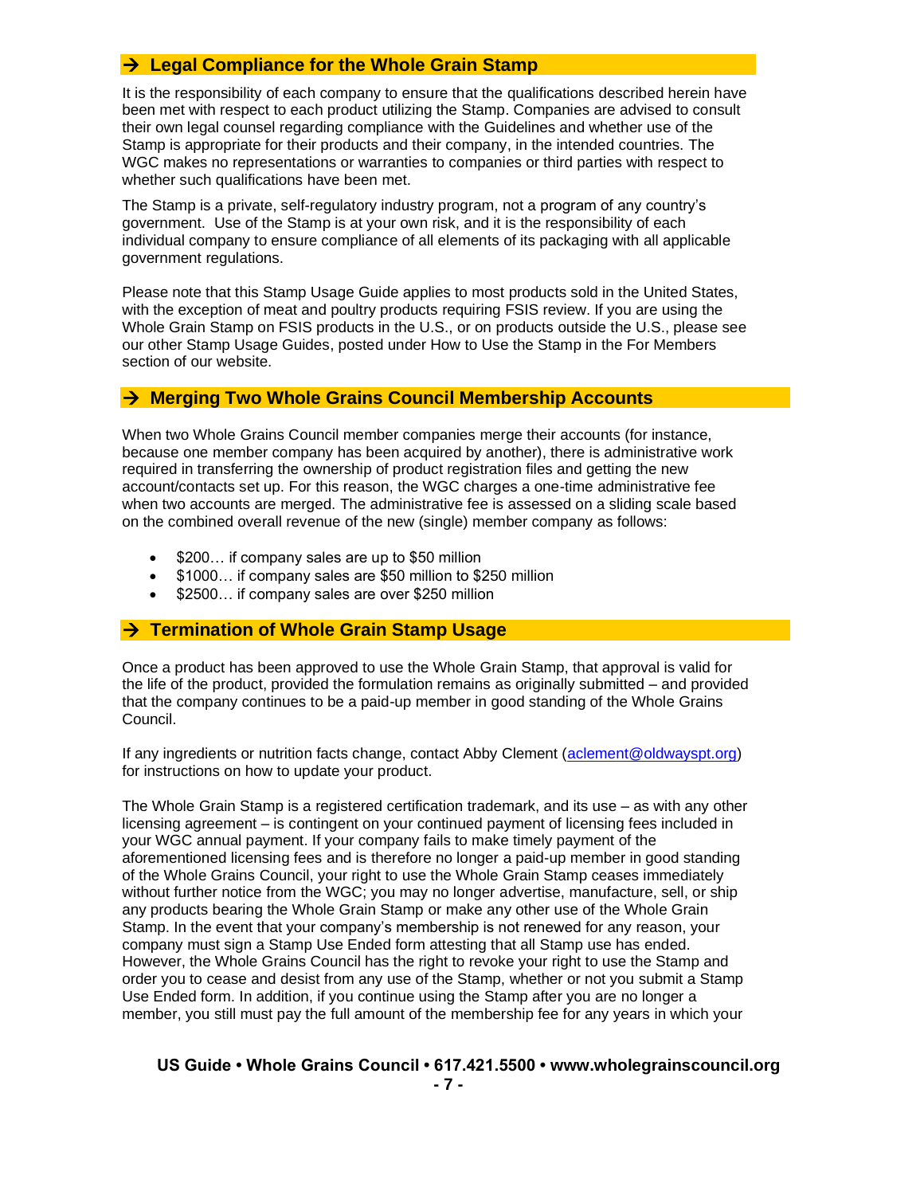## → Legal Compliance for the Whole Grain Stamp

It is the responsibility of each company to ensure that the qualifications described herein have been met with respect to each product utilizing the Stamp. Companies are advised to consult their own legal counsel regarding compliance with the Guidelines and whether use of the Stamp is appropriate for their products and their company, in the intended countries. The WGC makes no representations or warranties to companies or third parties with respect to whether such qualifications have been met.

The Stamp is a private, self-regulatory industry program, not a program of any country's government. Use of the Stamp is at your own risk, and it is the responsibility of each individual company to ensure compliance of all elements of its packaging with all applicable government regulations.

Please note that this Stamp Usage Guide applies to most products sold in the United States, with the exception of meat and poultry products requiring FSIS review. If you are using the Whole Grain Stamp on FSIS products in the U.S., or on products outside the U.S., please see our other Stamp Usage Guides, posted under How to Use the Stamp in the For Members section of our website.

## → Merging Two Whole Grains Council Membership Accounts

When two Whole Grains Council member companies merge their accounts (for instance, because one member company has been acquired by another), there is administrative work required in transferring the ownership of product registration files and getting the new account/contacts set up. For this reason, the WGC charges a one-time administrative fee when two accounts are merged. The administrative fee is assessed on a sliding scale based on the combined overall revenue of the new (single) member company as follows:

- $200… if company sales are up to $50 million
- $1000… if company sales are $50 million to $250 million
- $2500… if company sales are over $250 million

## → Termination of Whole Grain Stamp Usage

Once a product has been approved to use the Whole Grain Stamp, that approval is valid for the life of the product, provided the formulation remains as originally submitted – and provided that the company continues to be a paid-up member in good standing of the Whole Grains Council.

If any ingredients or nutrition facts change, contact Abby Clement (aclement@oldwayspt.org) for instructions on how to update your product.

The Whole Grain Stamp is a registered certification trademark, and its use – as with any other licensing agreement – is contingent on your continued payment of licensing fees included in your WGC annual payment. If your company fails to make timely payment of the aforementioned licensing fees and is therefore no longer a paid-up member in good standing of the Whole Grains Council, your right to use the Whole Grain Stamp ceases immediately without further notice from the WGC; you may no longer advertise, manufacture, sell, or ship any products bearing the Whole Grain Stamp or make any other use of the Whole Grain Stamp. In the event that your company's membership is not renewed for any reason, your company must sign a Stamp Use Ended form attesting that all Stamp use has ended. However, the Whole Grains Council has the right to revoke your right to use the Stamp and order you to cease and desist from any use of the Stamp, whether or not you submit a Stamp Use Ended form. In addition, if you continue using the Stamp after you are no longer a member, you still must pay the full amount of the membership fee for any years in which your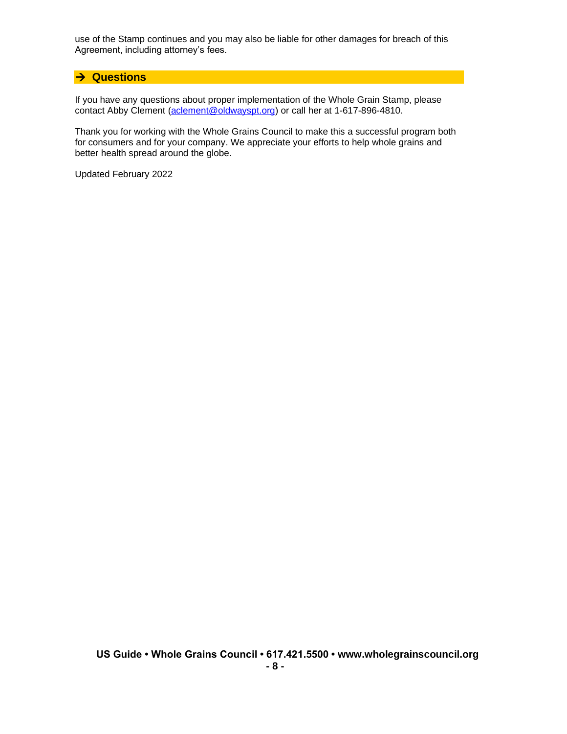use of the Stamp continues and you may also be liable for other damages for breach of this Agreement, including attorney's fees.

## → Questions

If you have any questions about proper implementation of the Whole Grain Stamp, please contact Abby Clement (aclement@oldwayspt.org) or call her at 1-617-896-4810.

Thank you for working with the Whole Grains Council to make this a successful program both for consumers and for your company. We appreciate your efforts to help whole grains and better health spread around the globe.

Updated February 2022